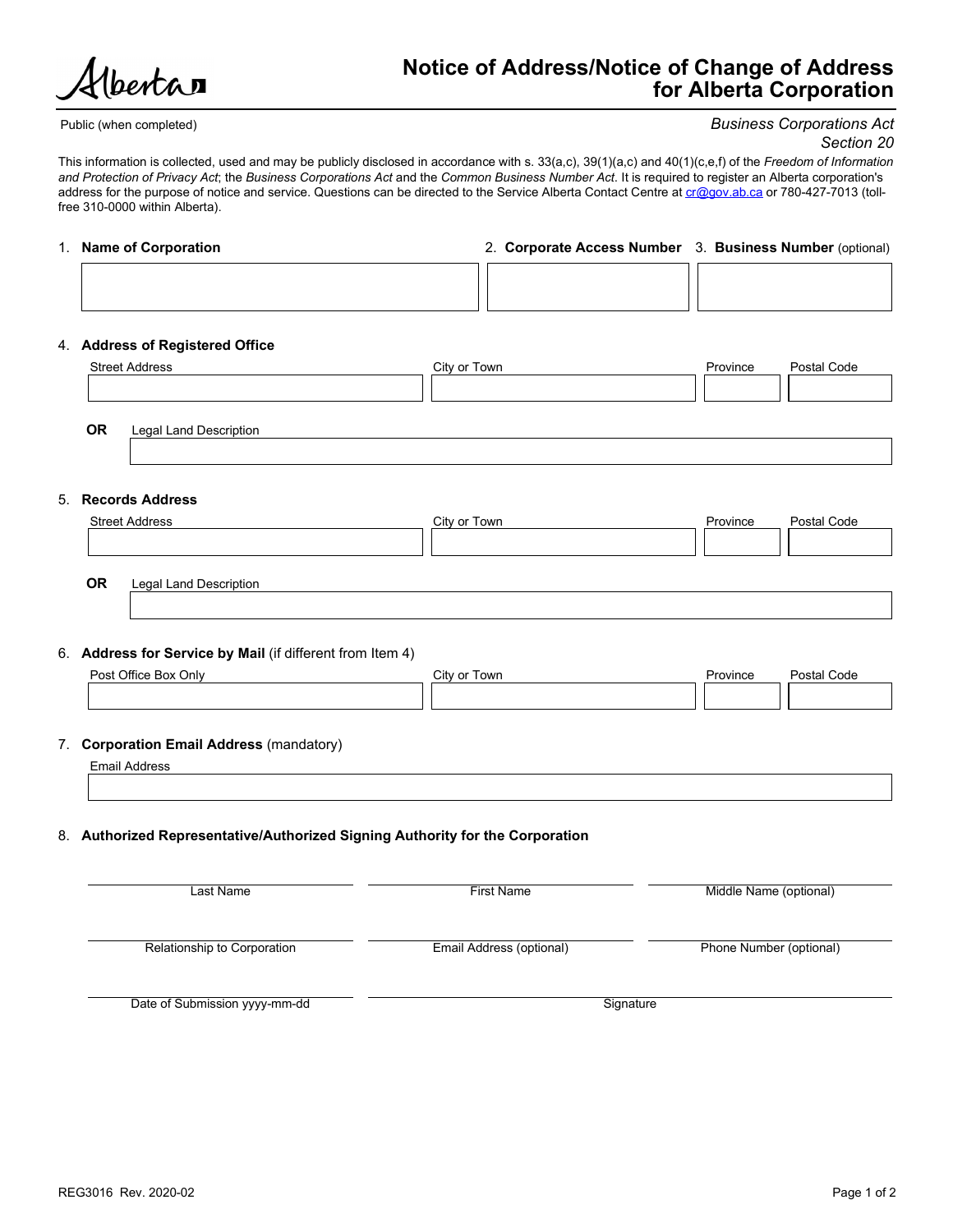Alberta

# Notice of Address/Notice of Change of Address for Alberta Corporation

Public (when completed)

*Business Corporations Act*
*Section 20*

This information is collected, used and may be publicly disclosed in accordance with s. 33(a,c), 39(1)(a,c) and 40(1)(c,e,f) of the *Freedom of Information and Protection of Privacy Act*; the *Business Corporations Act* and the *Common Business Number Act*. It is required to register an Alberta corporation's address for the purpose of notice and service. Questions can be directed to the Service Alberta Contact Centre at cr@gov.ab.ca or 780-427-7013 (toll-free 310-0000 within Alberta).

| 1. **Name of Corporation** | 2. **Corporate Access Number** | 3. **Business Number** (optional) |
|---|---|---|
| | | |

4. **Address of Registered Office**

| Street Address | City or Town | Province | Postal Code |
|---|---|---|---|
| | | | |

**OR** Legal Land Description

5. **Records Address**

| Street Address | City or Town | Province | Postal Code |
|---|---|---|---|
| | | | |

**OR** Legal Land Description

6. **Address for Service by Mail** (if different from Item 4)

| Post Office Box Only | City or Town | Province | Postal Code |
|---|---|---|---|
| | | | |

7. **Corporation Email Address** (mandatory)

Email Address

8. **Authorized Representative/Authorized Signing Authority for the Corporation**

| Last Name | First Name | Middle Name (optional) |
|---|---|---|
| | | |

| Relationship to Corporation | Email Address (optional) | Phone Number (optional) |
|---|---|---|
| | | |

| Date of Submission yyyy-mm-dd | Signature |
|---|---|
| | |

REG3016 Rev. 2020-02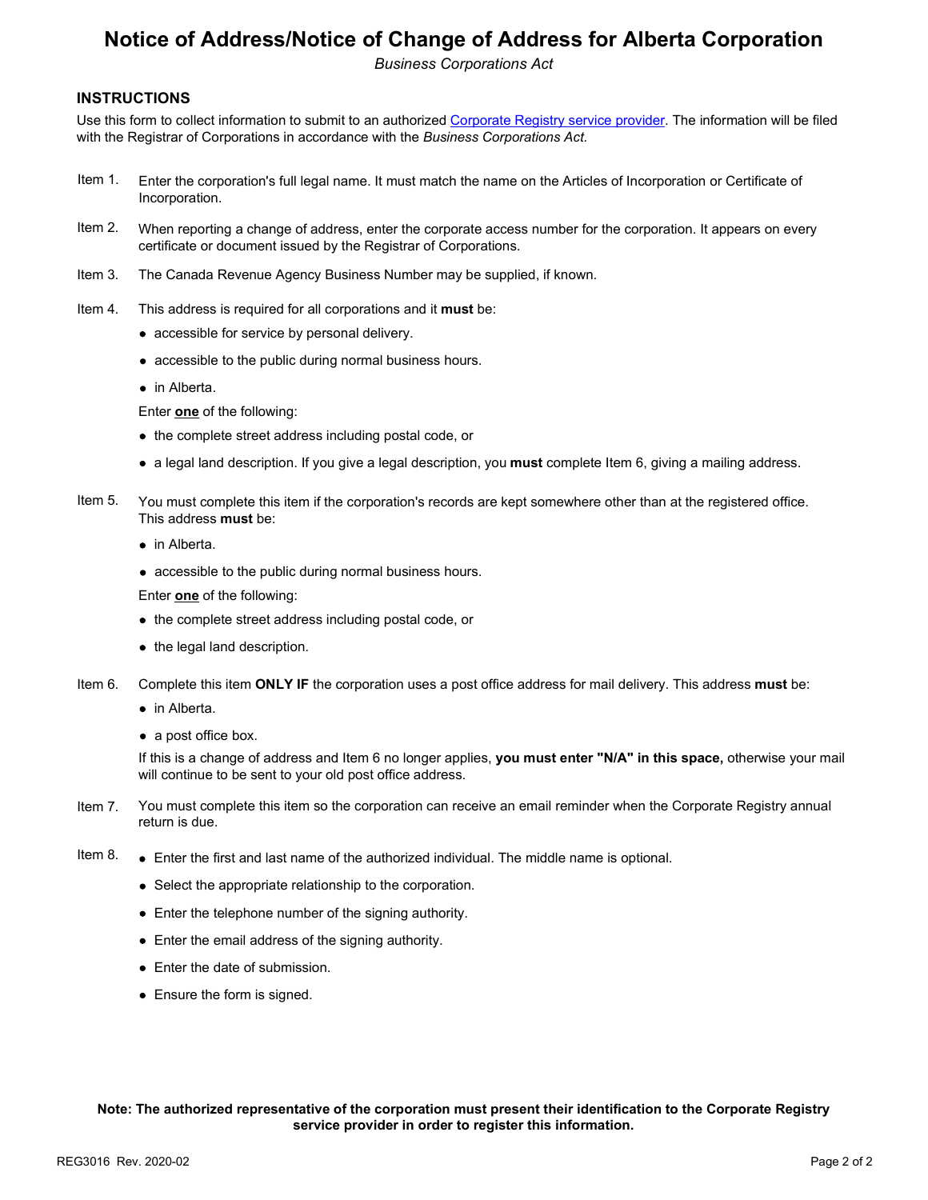# Notice of Address/Notice of Change of Address for Alberta Corporation

*Business Corporations Act*

## INSTRUCTIONS

Use this form to collect information to submit to an authorized Corporate Registry service provider. The information will be filed with the Registrar of Corporations in accordance with the *Business Corporations Act.*

Item 1. Enter the corporation's full legal name. It must match the name on the Articles of Incorporation or Certificate of Incorporation.

Item 2. When reporting a change of address, enter the corporate access number for the corporation. It appears on every certificate or document issued by the Registrar of Corporations.

Item 3. The Canada Revenue Agency Business Number may be supplied, if known.

Item 4. This address is required for all corporations and it **must** be:

- accessible for service by personal delivery.
- accessible to the public during normal business hours.
- in Alberta.

Enter **one** of the following:

- the complete street address including postal code, or
- a legal land description. If you give a legal description, you **must** complete Item 6, giving a mailing address.

Item 5. You must complete this item if the corporation's records are kept somewhere other than at the registered office. This address **must** be:

- in Alberta.
- accessible to the public during normal business hours.

Enter **one** of the following:

- the complete street address including postal code, or
- the legal land description.

Item 6. Complete this item **ONLY IF** the corporation uses a post office address for mail delivery. This address **must** be:

- in Alberta.
- a post office box.

If this is a change of address and Item 6 no longer applies, **you must enter "N/A" in this space,** otherwise your mail will continue to be sent to your old post office address.

Item 7. You must complete this item so the corporation can receive an email reminder when the Corporate Registry annual return is due.

Item 8.

- Enter the first and last name of the authorized individual. The middle name is optional.
- Select the appropriate relationship to the corporation.
- Enter the telephone number of the signing authority.
- Enter the email address of the signing authority.
- Enter the date of submission.
- Ensure the form is signed.

**Note: The authorized representative of the corporation must present their identification to the Corporate Registry service provider in order to register this information.**

REG3016 Rev. 2020-02